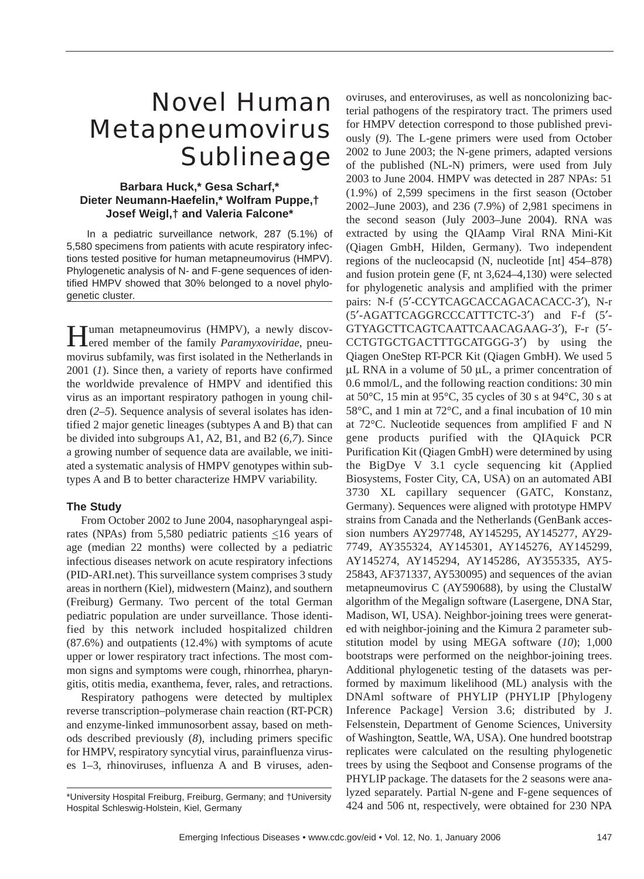# Novel Human Metapneumovirus Sublineage

**Barbara Huck,\* Gesa Scharf,\* Dieter Neumann-Haefelin,\* Wolfram Puppe,† Josef Weigl,† and Valeria Falcone\***

In a pediatric surveillance network, 287 (5.1%) of 5,580 specimens from patients with acute respiratory infections tested positive for human metapneumovirus (HMPV). Phylogenetic analysis of N- and F-gene sequences of identified HMPV showed that 30% belonged to a novel phylogenetic cluster.

Human metapneumovirus (HMPV), a newly discovered member of the family *Paramyxoviridae*, pneumovirus subfamily, was first isolated in the Netherlands in 2001 (*1*). Since then, a variety of reports have confirmed the worldwide prevalence of HMPV and identified this virus as an important respiratory pathogen in young children (*2–5*). Sequence analysis of several isolates has identified 2 major genetic lineages (subtypes A and B) that can be divided into subgroups A1, A2, B1, and B2 (*6,7*). Since a growing number of sequence data are available, we initiated a systematic analysis of HMPV genotypes within subtypes A and B to better characterize HMPV variability.

## The Study

From October 2002 to June 2004, nasopharyngeal aspirates (NPAs) from 5,580 pediatric patients ≤16 years of age (median 22 months) were collected by a pediatric infectious diseases network on acute respiratory infections (PID-ARI.net). This surveillance system comprises 3 study areas in northern (Kiel), midwestern (Mainz), and southern (Freiburg) Germany. Two percent of the total German pediatric population are under surveillance. Those identified by this network included hospitalized children (87.6%) and outpatients (12.4%) with symptoms of acute upper or lower respiratory tract infections. The most common signs and symptoms were cough, rhinorrhea, pharyngitis, otitis media, exanthema, fever, rales, and retractions.

Respiratory pathogens were detected by multiplex reverse transcription–polymerase chain reaction (RT-PCR) and enzyme-linked immunosorbent assay, based on methods described previously (*8*), including primers specific for HMPV, respiratory syncytial virus, parainfluenza viruses 1–3, rhinoviruses, influenza A and B viruses, adenoviruses, and enteroviruses, as well as noncolonizing bacterial pathogens of the respiratory tract. The primers used for HMPV detection correspond to those published previously (*9*). The L-gene primers were used from October 2002 to June 2003; the N-gene primers, adapted versions of the published (NL-N) primers, were used from July 2003 to June 2004. HMPV was detected in 287 NPAs: 51 (1.9%) of 2,599 specimens in the first season (October 2002–June 2003), and 236 (7.9%) of 2,981 specimens in the second season (July 2003–June 2004). RNA was extracted by using the QIAamp Viral RNA Mini-Kit (Qiagen GmbH, Hilden, Germany). Two independent regions of the nucleocapsid (N, nucleotide [nt] 454–878) and fusion protein gene (F, nt 3,624–4,130) were selected for phylogenetic analysis and amplified with the primer pairs: N-f (5′-CCYTCAGCACCAGACACACC-3′), N-r (5′-AGATTCAGGRCCCATTTCTC-3′) and F-f (5′-GTYAGCTTCAGTCAATTCAACAGAAG-3′), F-r (5′-CCTGTGCTGACTTTGCATGGG-3′) by using the Qiagen OneStep RT-PCR Kit (Qiagen GmbH). We used 5 μL RNA in a volume of 50 μL, a primer concentration of 0.6 mmol/L, and the following reaction conditions: 30 min at 50°C, 15 min at 95°C, 35 cycles of 30 s at 94°C, 30 s at 58°C, and 1 min at 72°C, and a final incubation of 10 min at 72°C. Nucleotide sequences from amplified F and N gene products purified with the QIAquick PCR Purification Kit (Qiagen GmbH) were determined by using the BigDye V 3.1 cycle sequencing kit (Applied Biosystems, Foster City, CA, USA) on an automated ABI 3730 XL capillary sequencer (GATC, Konstanz, Germany). Sequences were aligned with prototype HMPV strains from Canada and the Netherlands (GenBank accession numbers AY297748, AY145295, AY145277, AY297749, AY355324, AY145301, AY145276, AY145299, AY145274, AY145294, AY145286, AY355335, AY525843, AF371337, AY530095) and sequences of the avian metapneumovirus C (AY590688), by using the ClustalW algorithm of the Megalign software (Lasergene, DNA Star, Madison, WI, USA). Neighbor-joining trees were generated with neighbor-joining and the Kimura 2 parameter substitution model by using MEGA software (*10*); 1,000 bootstraps were performed on the neighbor-joining trees. Additional phylogenetic testing of the datasets was performed by maximum likelihood (ML) analysis with the DNAml software of PHYLIP (PHYLIP [Phylogeny Inference Package] Version 3.6; distributed by J. Felsenstein, Department of Genome Sciences, University of Washington, Seattle, WA, USA). One hundred bootstrap replicates were calculated on the resulting phylogenetic trees by using the Seqboot and Consense programs of the PHYLIP package. The datasets for the 2 seasons were analyzed separately. Partial N-gene and F-gene sequences of 424 and 506 nt, respectively, were obtained for 230 NPA

\*University Hospital Freiburg, Freiburg, Germany; and †University Hospital Schleswig-Holstein, Kiel, Germany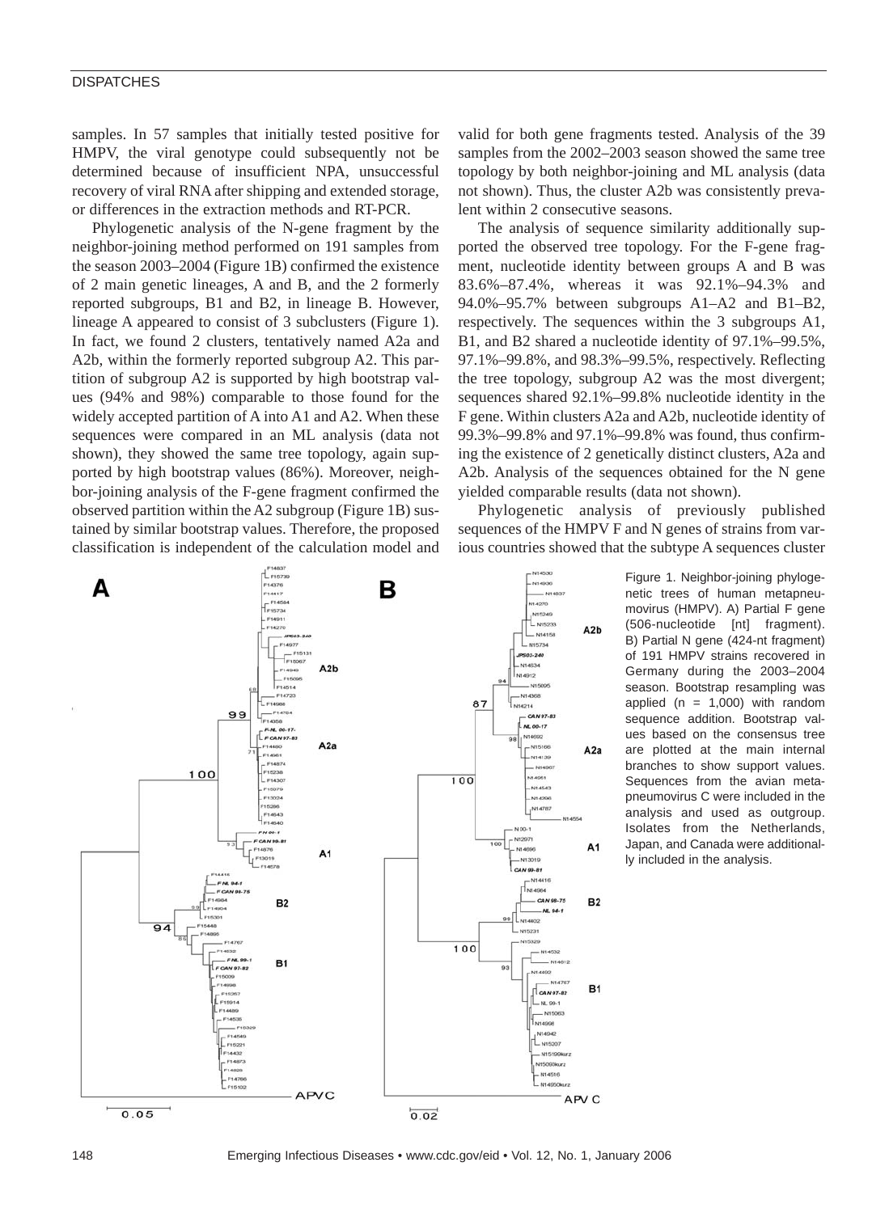samples. In 57 samples that initially tested positive for HMPV, the viral genotype could subsequently not be determined because of insufficient NPA, unsuccessful recovery of viral RNA after shipping and extended storage, or differences in the extraction methods and RT-PCR.

Phylogenetic analysis of the N-gene fragment by the neighbor-joining method performed on 191 samples from the season 2003–2004 (Figure 1B) confirmed the existence of 2 main genetic lineages, A and B, and the 2 formerly reported subgroups, B1 and B2, in lineage B. However, lineage A appeared to consist of 3 subclusters (Figure 1). In fact, we found 2 clusters, tentatively named A2a and A2b, within the formerly reported subgroup A2. This partition of subgroup A2 is supported by high bootstrap values (94% and 98%) comparable to those found for the widely accepted partition of A into A1 and A2. When these sequences were compared in an ML analysis (data not shown), they showed the same tree topology, again supported by high bootstrap values (86%). Moreover, neighbor-joining analysis of the F-gene fragment confirmed the observed partition within the A2 subgroup (Figure 1B) sustained by similar bootstrap values. Therefore, the proposed classification is independent of the calculation model and valid for both gene fragments tested. Analysis of the 39 samples from the 2002–2003 season showed the same tree topology by both neighbor-joining and ML analysis (data not shown). Thus, the cluster A2b was consistently prevalent within 2 consecutive seasons.

The analysis of sequence similarity additionally supported the observed tree topology. For the F-gene fragment, nucleotide identity between groups A and B was 83.6%–87.4%, whereas it was 92.1%–94.3% and 94.0%–95.7% between subgroups A1–A2 and B1–B2, respectively. The sequences within the 3 subgroups A1, B1, and B2 shared a nucleotide identity of 97.1%–99.5%, 97.1%–99.8%, and 98.3%–99.5%, respectively. Reflecting the tree topology, subgroup A2 was the most divergent; sequences shared 92.1%–99.8% nucleotide identity in the F gene. Within clusters A2a and A2b, nucleotide identity of 99.3%–99.8% and 97.1%–99.8% was found, thus confirming the existence of 2 genetically distinct clusters, A2a and A2b. Analysis of the sequences obtained for the N gene yielded comparable results (data not shown).

Phylogenetic analysis of previously published sequences of the HMPV F and N genes of strains from various countries showed that the subtype A sequences cluster

Figure 1. Neighbor-joining phylogenetic trees of human metapneumovirus (HMPV). A) Partial F gene (506-nucleotide [nt] fragment). B) Partial N gene (424-nt fragment) of 191 HMPV strains recovered in Germany during the 2003–2004 season. Bootstrap resampling was applied (n = 1,000) with random sequence addition. Bootstrap values based on the consensus tree are plotted at the main internal branches to show support values. Sequences from the avian metapneumovirus C were included in the analysis and used as outgroup. Isolates from the Netherlands, Japan, and Canada were additionally included in the analysis.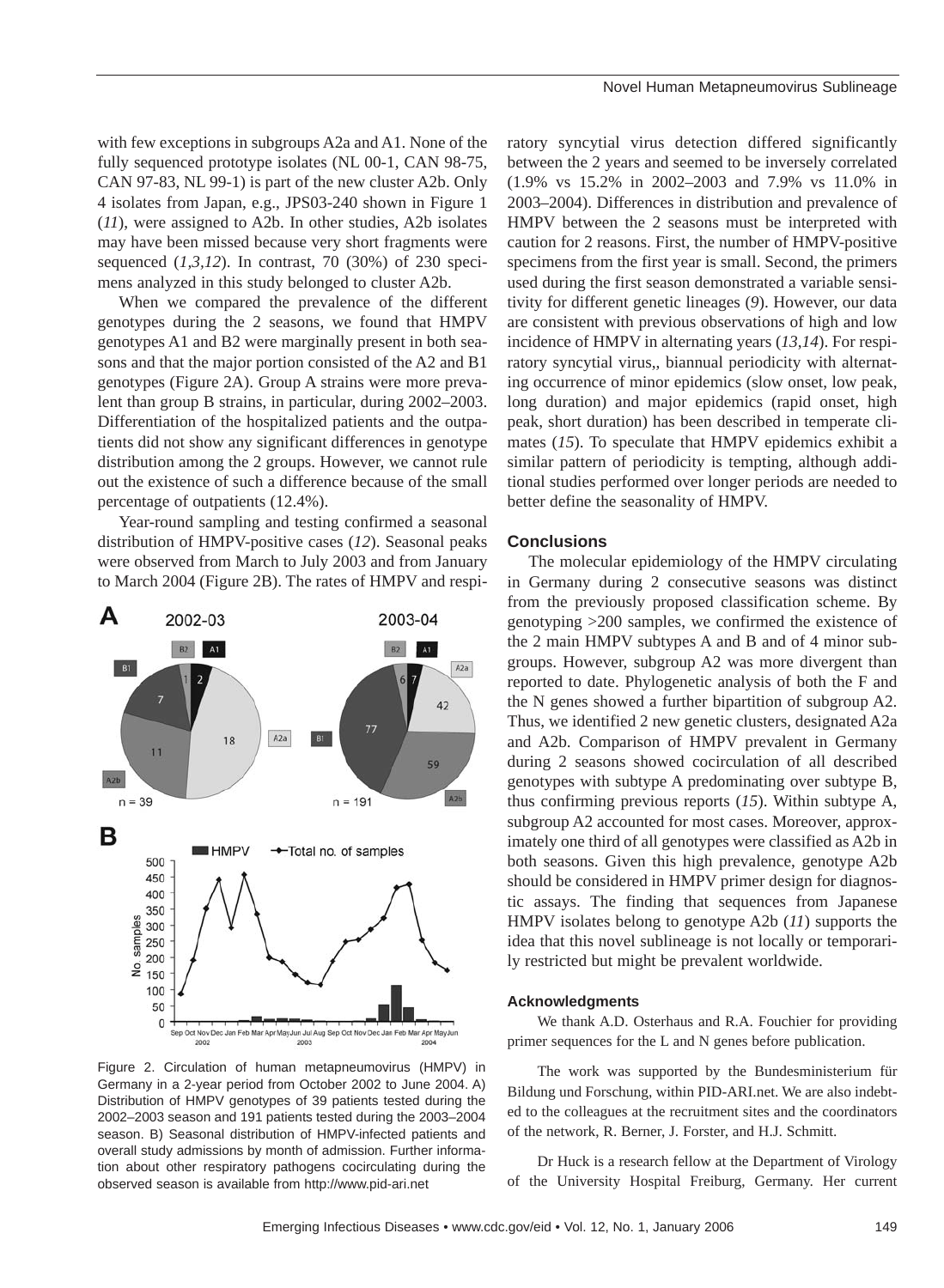with few exceptions in subgroups A2a and A1. None of the fully sequenced prototype isolates (NL 00-1, CAN 98-75, CAN 97-83, NL 99-1) is part of the new cluster A2b. Only 4 isolates from Japan, e.g., JPS03-240 shown in Figure 1 (*11*), were assigned to A2b. In other studies, A2b isolates may have been missed because very short fragments were sequenced (*1*,*3*,*12*). In contrast, 70 (30%) of 230 specimens analyzed in this study belonged to cluster A2b.

When we compared the prevalence of the different genotypes during the 2 seasons, we found that HMPV genotypes A1 and B2 were marginally present in both seasons and that the major portion consisted of the A2 and B1 genotypes (Figure 2A). Group A strains were more prevalent than group B strains, in particular, during 2002–2003. Differentiation of the hospitalized patients and the outpatients did not show any significant differences in genotype distribution among the 2 groups. However, we cannot rule out the existence of such a difference because of the small percentage of outpatients (12.4%).

Year-round sampling and testing confirmed a seasonal distribution of HMPV-positive cases (*12*). Seasonal peaks were observed from March to July 2003 and from January to March 2004 (Figure 2B). The rates of HMPV and respiratory syncytial virus detection differed significantly between the 2 years and seemed to be inversely correlated (1.9% vs 15.2% in 2002–2003 and 7.9% vs 11.0% in 2003–2004). Differences in distribution and prevalence of HMPV between the 2 seasons must be interpreted with caution for 2 reasons. First, the number of HMPV-positive specimens from the first year is small. Second, the primers used during the first season demonstrated a variable sensitivity for different genetic lineages (*9*). However, our data are consistent with previous observations of high and low incidence of HMPV in alternating years (*13*,*14*). For respiratory syncytial virus,, biannual periodicity with alternating occurrence of minor epidemics (slow onset, low peak, long duration) and major epidemics (rapid onset, high peak, short duration) has been described in temperate climates (*15*). To speculate that HMPV epidemics exhibit a similar pattern of periodicity is tempting, although additional studies performed over longer periods are needed to better define the seasonality of HMPV.

Figure 2. Circulation of human metapneumovirus (HMPV) in Germany in a 2-year period from October 2002 to June 2004. A) Distribution of HMPV genotypes of 39 patients tested during the 2002–2003 season and 191 patients tested during the 2003–2004 season. B) Seasonal distribution of HMPV-infected patients and overall study admissions by month of admission. Further information about other respiratory pathogens cocirculating during the observed season is available from http://www.pid-ari.net

## Conclusions

The molecular epidemiology of the HMPV circulating in Germany during 2 consecutive seasons was distinct from the previously proposed classification scheme. By genotyping >200 samples, we confirmed the existence of the 2 main HMPV subtypes A and B and of 4 minor subgroups. However, subgroup A2 was more divergent than reported to date. Phylogenetic analysis of both the F and the N genes showed a further bipartition of subgroup A2. Thus, we identified 2 new genetic clusters, designated A2a and A2b. Comparison of HMPV prevalent in Germany during 2 seasons showed cocirculation of all described genotypes with subtype A predominating over subtype B, thus confirming previous reports (*15*). Within subtype A, subgroup A2 accounted for most cases. Moreover, approximately one third of all genotypes were classified as A2b in both seasons. Given this high prevalence, genotype A2b should be considered in HMPV primer design for diagnostic assays. The finding that sequences from Japanese HMPV isolates belong to genotype A2b (*11*) supports the idea that this novel sublineage is not locally or temporarily restricted but might be prevalent worldwide.

### Acknowledgments

We thank A.D. Osterhaus and R.A. Fouchier for providing primer sequences for the L and N genes before publication.

The work was supported by the Bundesministerium für Bildung und Forschung, within PID-ARI.net. We are also indebted to the colleagues at the recruitment sites and the coordinators of the network, R. Berner, J. Forster, and H.J. Schmitt.

Dr Huck is a research fellow at the Department of Virology of the University Hospital Freiburg, Germany. Her current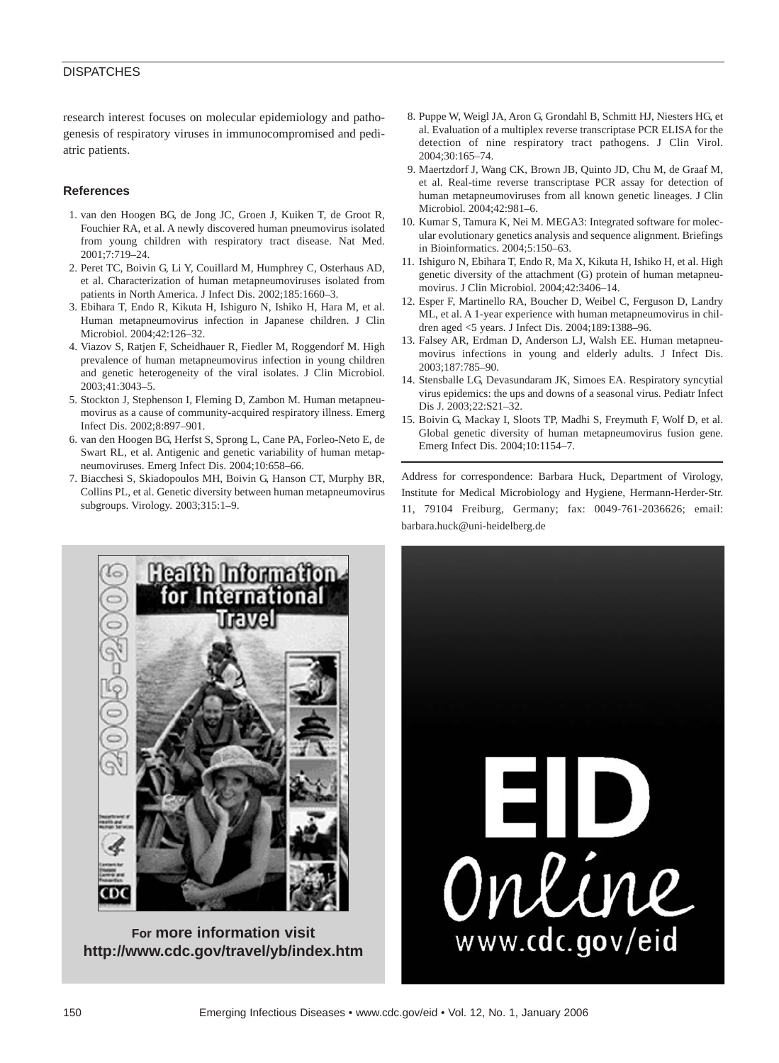research interest focuses on molecular epidemiology and pathogenesis of respiratory viruses in immunocompromised and pediatric patients.

## References

1. van den Hoogen BG, de Jong JC, Groen J, Kuiken T, de Groot R, Fouchier RA, et al. A newly discovered human pneumovirus isolated from young children with respiratory tract disease. Nat Med. 2001;7:719–24.
2. Peret TC, Boivin G, Li Y, Couillard M, Humphrey C, Osterhaus AD, et al. Characterization of human metapneumoviruses isolated from patients in North America. J Infect Dis. 2002;185:1660–3.
3. Ebihara T, Endo R, Kikuta H, Ishiguro N, Ishiko H, Hara M, et al. Human metapneumovirus infection in Japanese children. J Clin Microbiol. 2004;42:126–32.
4. Viazov S, Ratjen F, Scheidhauer R, Fiedler M, Roggendorf M. High prevalence of human metapneumovirus infection in young children and genetic heterogeneity of the viral isolates. J Clin Microbiol. 2003;41:3043–5.
5. Stockton J, Stephenson I, Fleming D, Zambon M. Human metapneumovirus as a cause of community-acquired respiratory illness. Emerg Infect Dis. 2002;8:897–901.
6. van den Hoogen BG, Herfst S, Sprong L, Cane PA, Forleo-Neto E, de Swart RL, et al. Antigenic and genetic variability of human metapneumoviruses. Emerg Infect Dis. 2004;10:658–66.
7. Biacchesi S, Skiadopoulos MH, Boivin G, Hanson CT, Murphy BR, Collins PL, et al. Genetic diversity between human metapneumovirus subgroups. Virology. 2003;315:1–9.
8. Puppe W, Weigl JA, Aron G, Grondahl B, Schmitt HJ, Niesters HG, et al. Evaluation of a multiplex reverse transcriptase PCR ELISA for the detection of nine respiratory tract pathogens. J Clin Virol. 2004;30:165–74.
9. Maertzdorf J, Wang CK, Brown JB, Quinto JD, Chu M, de Graaf M, et al. Real-time reverse transcriptase PCR assay for detection of human metapneumoviruses from all known genetic lineages. J Clin Microbiol. 2004;42:981–6.
10. Kumar S, Tamura K, Nei M. MEGA3: Integrated software for molecular evolutionary genetics analysis and sequence alignment. Briefings in Bioinformatics. 2004;5:150–63.
11. Ishiguro N, Ebihara T, Endo R, Ma X, Kikuta H, Ishiko H, et al. High genetic diversity of the attachment (G) protein of human metapneumovirus. J Clin Microbiol. 2004;42:3406–14.
12. Esper F, Martinello RA, Boucher D, Weibel C, Ferguson D, Landry ML, et al. A 1-year experience with human metapneumovirus in children aged <5 years. J Infect Dis. 2004;189:1388–96.
13. Falsey AR, Erdman D, Anderson LJ, Walsh EE. Human metapneumovirus infections in young and elderly adults. J Infect Dis. 2003;187:785–90.
14. Stensballe LG, Devasundaram JK, Simoes EA. Respiratory syncytial virus epidemics: the ups and downs of a seasonal virus. Pediatr Infect Dis J. 2003;22:S21–32.
15. Boivin G, Mackay I, Sloots TP, Madhi S, Freymuth F, Wolf D, et al. Global genetic diversity of human metapneumovirus fusion gene. Emerg Infect Dis. 2004;10:1154–7.

Address for correspondence: Barbara Huck, Department of Virology, Institute for Medical Microbiology and Hygiene, Hermann-Herder-Str. 11, 79104 Freiburg, Germany; fax: 0049-761-2036626; email: barbara.huck@uni-heidelberg.de

**For more information visit http://www.cdc.gov/travel/yb/index.htm**

EID Online

www.cdc.gov/eid